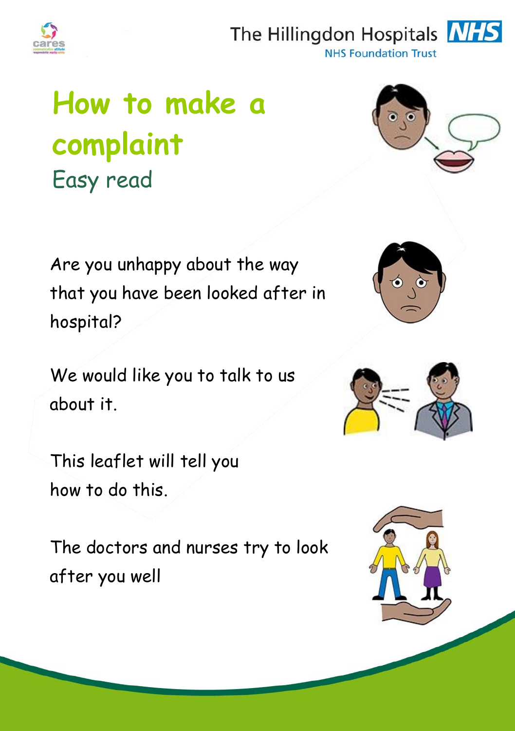The Hillingdon Hospitals NHS Foundation Trust

# How to make a complaint

## Easy read

Are you unhappy about the way that you have been looked after in hospital?

We would like you to talk to us about it.

This leaflet will tell you how to do this.

The doctors and nurses try to look after you well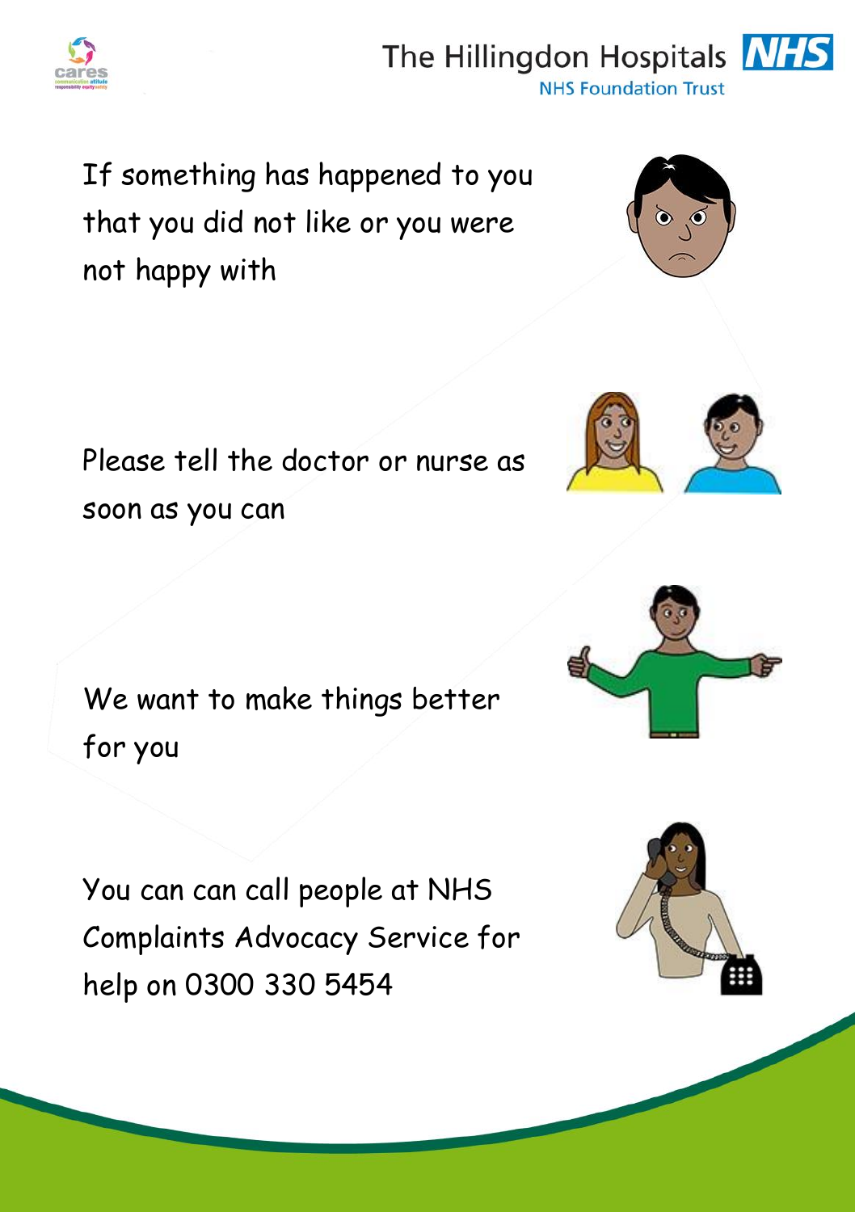If something has happened to you that you did not like or you were not happy with

Please tell the doctor or nurse as soon as you can

We want to make things better for you

You can can call people at NHS Complaints Advocacy Service for help on 0300 330 5454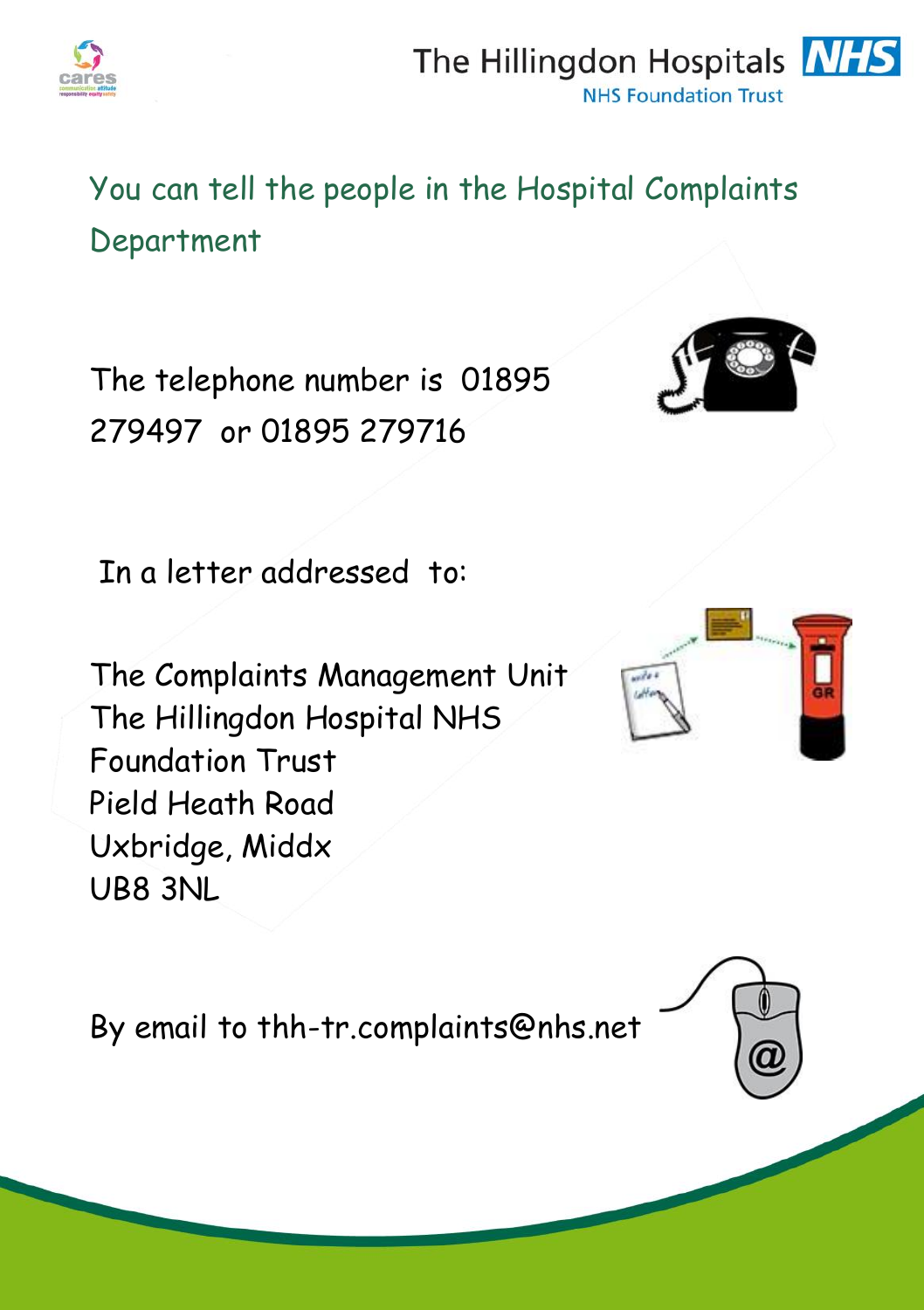You can tell the people in the Hospital Complaints Department

The telephone number is 01895 279497 or 01895 279716

In a letter addressed to:

The Complaints Management Unit
The Hillingdon Hospital NHS Foundation Trust
Pield Heath Road
Uxbridge, Middx
UB8 3NL

By email to thh-tr.complaints@nhs.net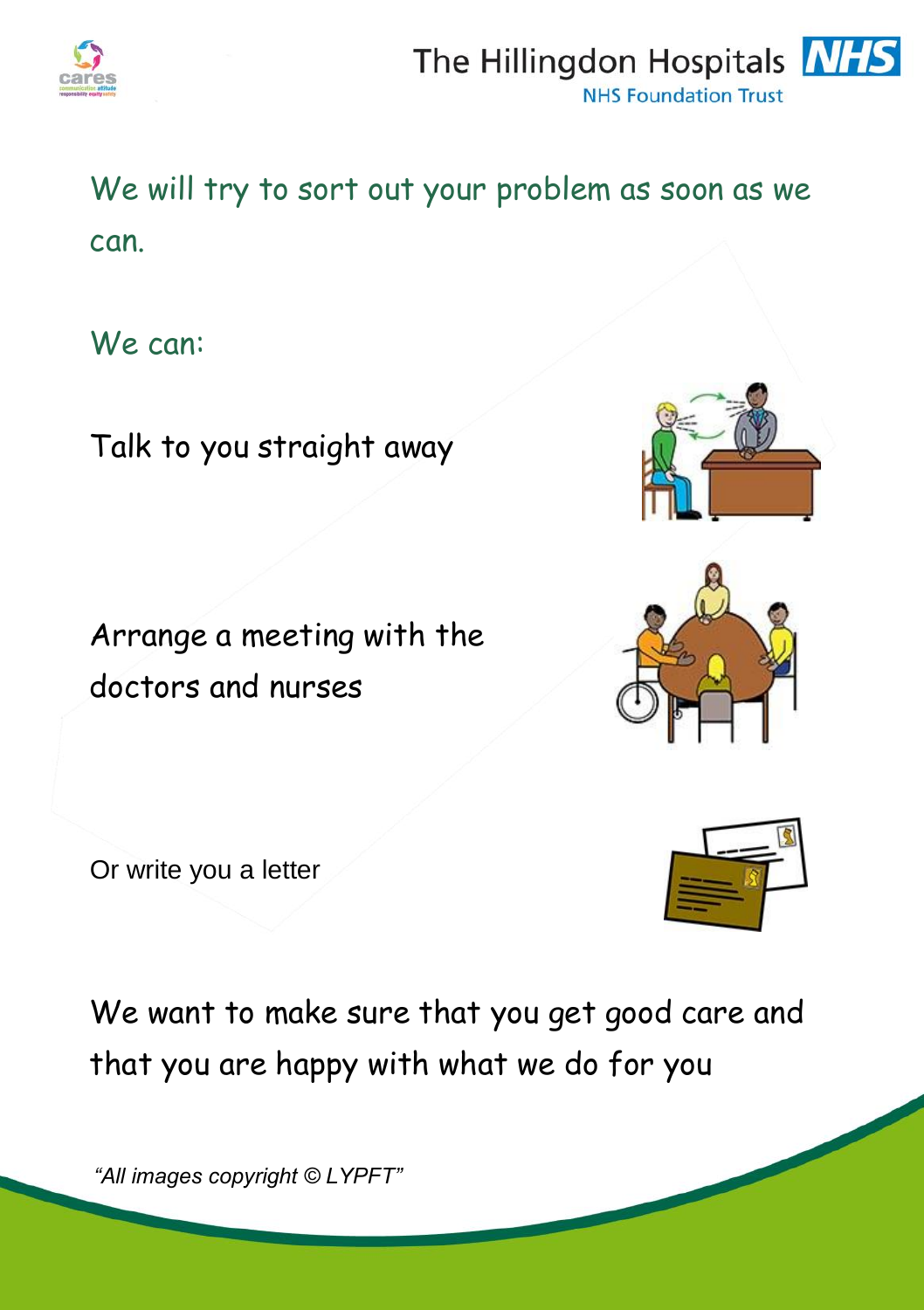We will try to sort out your problem as soon as we can.

We can:

Talk to you straight away

Arrange a meeting with the doctors and nurses

Or write you a letter

We want to make sure that you get good care and that you are happy with what we do for you

*"All images copyright © LYPFT"*